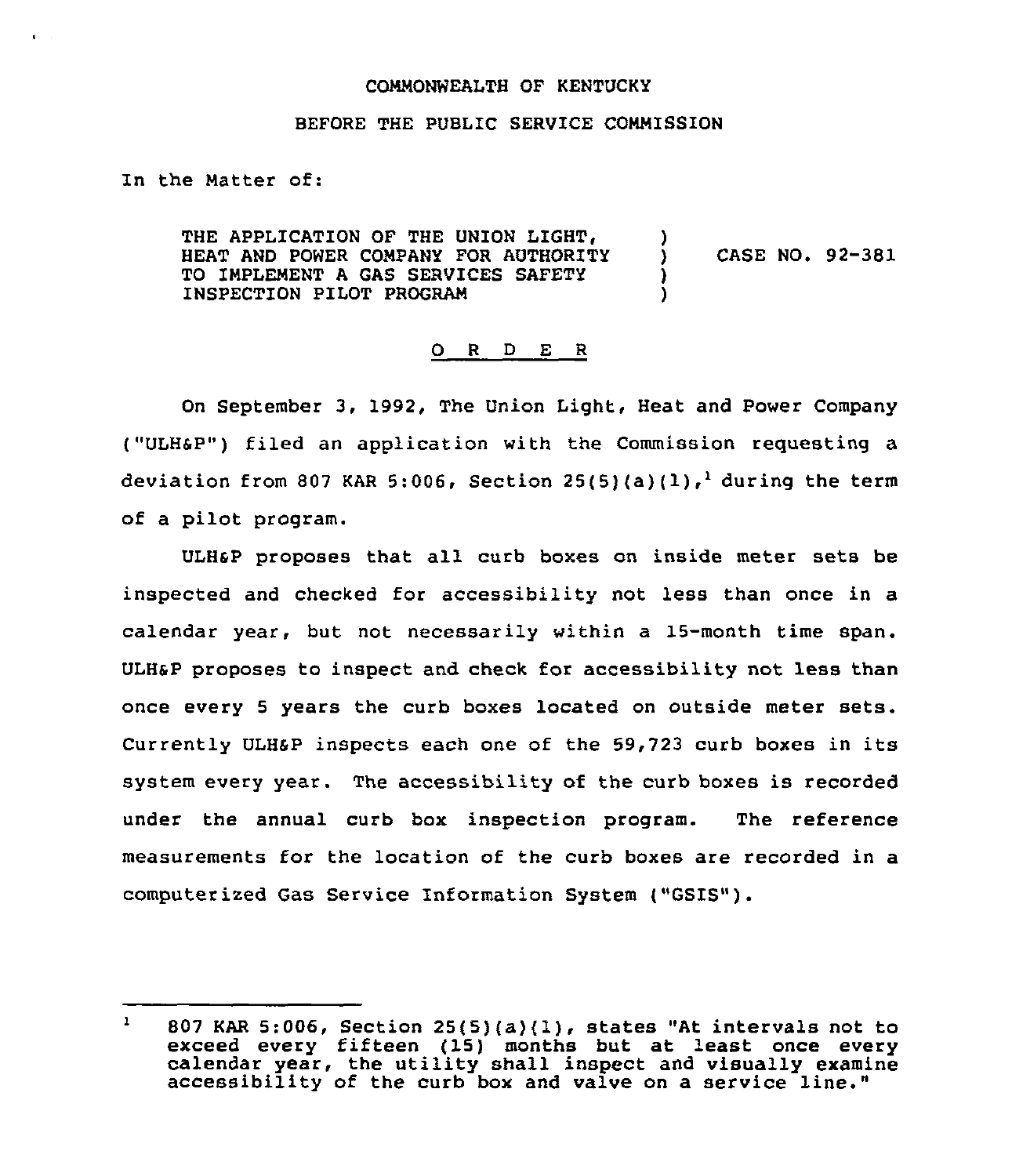COMMONWEALTH OF KENTUCKY

BEFORE THE PUBLIC SERVICE COMMISSION

In the Matter of:

THE APPLICATION OF THE UNION LIGHT, HEAT AND POWER COMPANY FOR AUTHORITY TO IMPLEMENT A GAS SERVICES SAFETY INSPECTION PILOT PROGRAM ) CASE NO. 92-381

O R D E R

On September 3, 1992, The Union Light, Heat and Power Company ("ULH&P") filed an application with the Commission requesting a deviation from 807 KAR 5:006, Section 25(5)(a)(1),[1] during the term of a pilot program.

ULH&P proposes that all curb boxes on inside meter sets be inspected and checked for accessibility not less than once in a calendar year, but not necessarily within a 15-month time span. ULH&P proposes to inspect and check for accessibility not less than once every 5 years the curb boxes located on outside meter sets. Currently ULH&P inspects each one of the 59,723 curb boxes in its system every year. The accessibility of the curb boxes is recorded under the annual curb box inspection program. The reference measurements for the location of the curb boxes are recorded in a computerized Gas Service Information System ("GSIS").

---

[1] 807 KAR 5:006, Section 25(5)(a)(1), states "At intervals not to exceed every fifteen (15) months but at least once every calendar year, the utility shall inspect and visually examine accessibility of the curb box and valve on a service line."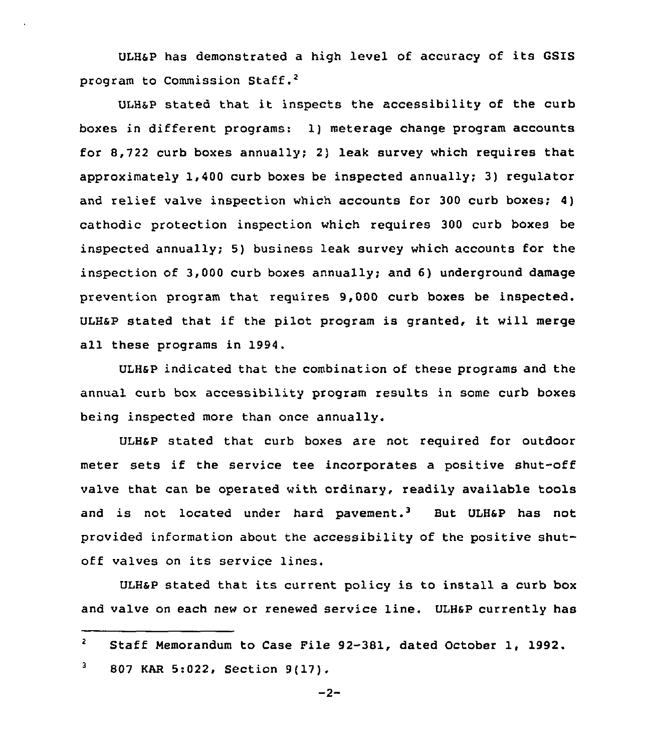ULH&P has demonstrated a high level of accuracy of its GSIS program to Commission Staff.[2]

ULH&P stated that it inspects the accessibility of the curb boxes in different programs: 1) meterage change program accounts for 8,722 curb boxes annually; 2) leak survey which requires that approximately 1,400 curb boxes be inspected annually; 3) regulator and relief valve inspection which accounts for 300 curb boxes; 4) cathodic protection inspection which requires 300 curb boxes be inspected annually; 5) business leak survey which accounts for the inspection of 3,000 curb boxes annually; and 6) underground damage prevention program that requires 9,000 curb boxes be inspected. ULH&P stated that if the pilot program is granted, it will merge all these programs in 1994.

ULH&P indicated that the combination of these programs and the annual curb box accessibility program results in some curb boxes being inspected more than once annually.

ULH&P stated that curb boxes are not required for outdoor meter sets if the service tee incorporates a positive shut-off valve that can be operated with ordinary, readily available tools and is not located under hard pavement.[3] But ULH&P has not provided information about the accessibility of the positive shut-off valves on its service lines.

ULH&P stated that its current policy is to install a curb box and valve on each new or renewed service line. ULH&P currently has

---

[2] Staff Memorandum to Case File 92-381, dated October 1, 1992.

[3] 807 KAR 5:022, Section 9(17).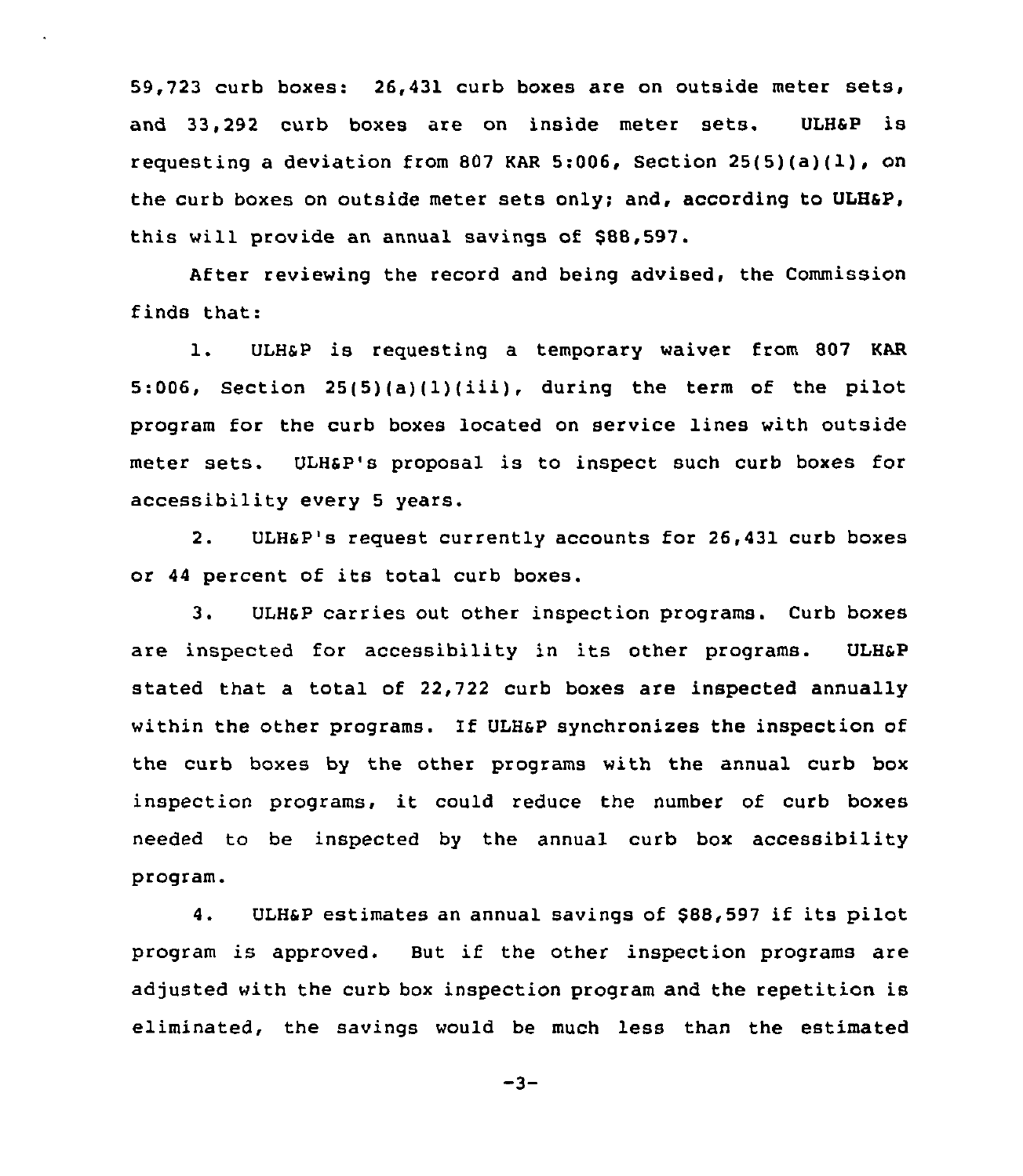59,723 curb boxes: 26,431 curb boxes are on outside meter sets, and 33,292 curb boxes are on inside meter sets. ULH&P is requesting a deviation from 807 KAR 5:006, Section 25(5)(a)(1), on the curb boxes on outside meter sets only; and, according to ULH&P, this will provide an annual savings of $88,597.

After reviewing the record and being advised, the Commission finds that:

1. ULH&P is requesting a temporary waiver from 807 KAR 5:006, Section 25(5)(a)(1)(iii), during the term of the pilot program for the curb boxes located on service lines with outside meter sets. ULH&P's proposal is to inspect such curb boxes for accessibility every 5 years.

2. ULH&P's request currently accounts for 26,431 curb boxes or 44 percent of its total curb boxes.

3. ULH&P carries out other inspection programs. Curb boxes are inspected for accessibility in its other programs. ULH&P stated that a total of 22,722 curb boxes are inspected annually within the other programs. If ULH&P synchronizes the inspection of the curb boxes by the other programs with the annual curb box inspection programs, it could reduce the number of curb boxes needed to be inspected by the annual curb box accessibility program.

4. ULH&P estimates an annual savings of $88,597 if its pilot program is approved. But if the other inspection programs are adjusted with the curb box inspection program and the repetition is eliminated, the savings would be much less than the estimated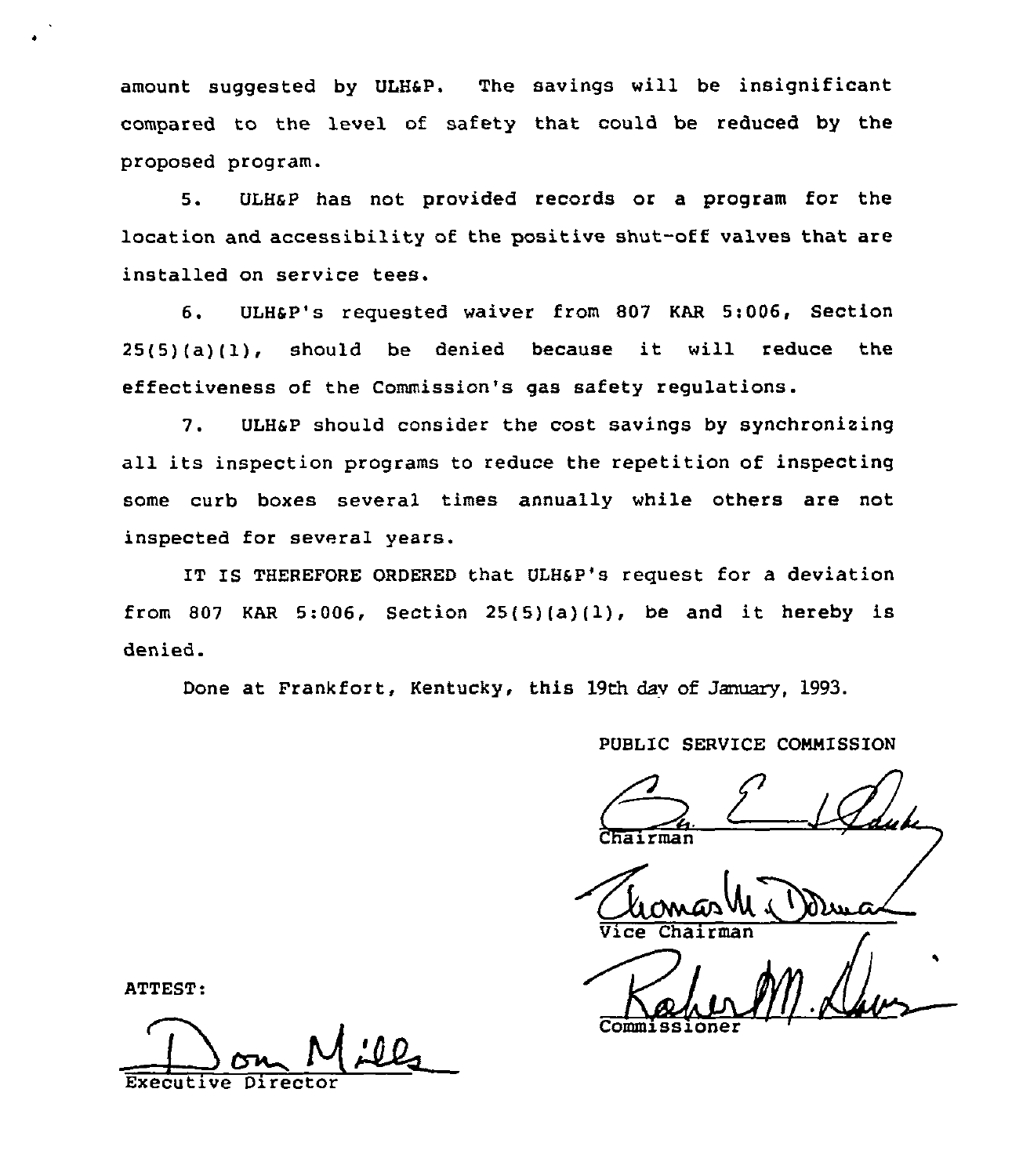amount suggested by ULH&P. The savings will be insignificant compared to the level of safety that could be reduced by the proposed program.

5. ULH&P has not provided records or a program for the location and accessibility of the positive shut-off valves that are installed on service tees.

6. ULH&P's requested waiver from 807 KAR 5:006, Section 25(5)(a)(1), should be denied because it will reduce the effectiveness of the Commission's gas safety regulations.

7. ULH&P should consider the cost savings by synchronizing all its inspection programs to reduce the repetition of inspecting some curb boxes several times annually while others are not inspected for several years.

IT IS THEREFORE ORDERED that ULH&P's request for a deviation from 807 KAR 5:006, Section 25(5)(a)(1), be and it hereby is denied.

Done at Frankfort, Kentucky, this 19th day of January, 1993.

PUBLIC SERVICE COMMISSION

Chairman

Vice Chairman

Commissioner

ATTEST:

Executive Director